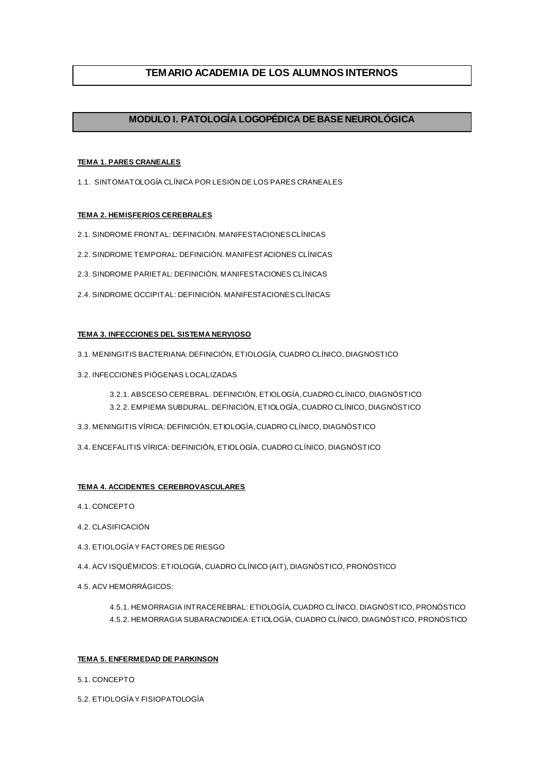# TEMARIO ACADEMIA DE LOS ALUMNOS INTERNOS

## MODULO I. PATOLOGÍA LOGOPÉDICA DE BASE NEUROLÓGICA

### TEMA 1. PARES CRANEALES

1.1. SINTOMATOLOGÍA CLÍNICA POR LESIÓN DE LOS PARES CRANEALES

### TEMA 2. HEMISFERIOS CEREBRALES

2.1. SINDROME FRONTAL: DEFINICIÓN. MANIFESTACIONES CLÍNICAS

2.2. SINDROME TEMPORAL: DEFINICIÓN. MANIFESTACIONES CLÍNICAS

2.3. SINDROME PARIETAL: DEFINICIÓN. MANIFESTACIONES CLÍNICAS

2.4. SINDROME OCCIPITAL: DEFINICIÓN. MANIFESTACIONES CLÍNICAS

### TEMA 3. INFECCIONES DEL SISTEMA NERVIOSO

3.1. MENINGITIS BACTERIANA: DEFINICIÓN, ETIOLOGÍA, CUADRO CLÍNICO, DIAGNOSTICO

3.2. INFECCIONES PIÓGENAS LOCALIZADAS

- 3.2.1. ABSCESO CEREBRAL. DEFINICIÓN, ETIOLOGÍA, CUADRO CLÍNICO, DIAGNÓSTICO
- 3.2.2. EMPIEMA SUBDURAL. DEFINICIÓN, ETIOLOGÍA, CUADRO CLÍNICO, DIAGNÓSTICO

3.3. MENINGITIS VÍRICA: DEFINICIÓN, ETIOLOGÍA, CUADRO CLÍNICO, DIAGNÓSTICO

3.4. ENCEFALITIS VÍRICA: DEFINICIÓN, ETIOLOGÍA, CUADRO CLÍNICO, DIAGNÓSTICO

### TEMA 4. ACCIDENTES CEREBROVASCULARES

4.1. CONCEPTO

4.2. CLASIFICACIÓN

4.3. ETIOLOGÍA Y FACTORES DE RIESGO

4.4. ACV ISQUÉMICOS: ETIOLOGÍA, CUADRO CLÍNICO (AIT), DIAGNÓSTICO, PRONÓSTICO

4.5. ACV HEMORRÁGICOS:

- 4.5.1. HEMORRAGIA INTRACEREBRAL: ETIOLOGÍA, CUADRO CLÍNICO, DIAGNÓSTICO, PRONÓSTICO
- 4.5.2. HEMORRAGIA SUBARACNOIDEA: ETIOLOGÍA, CUADRO CLÍNICO, DIAGNÓSTICO, PRONÓSTICO

### TEMA 5. ENFERMEDAD DE PARKINSON

5.1. CONCEPTO

5.2. ETIOLOGÍA Y FISIOPATOLOGÍA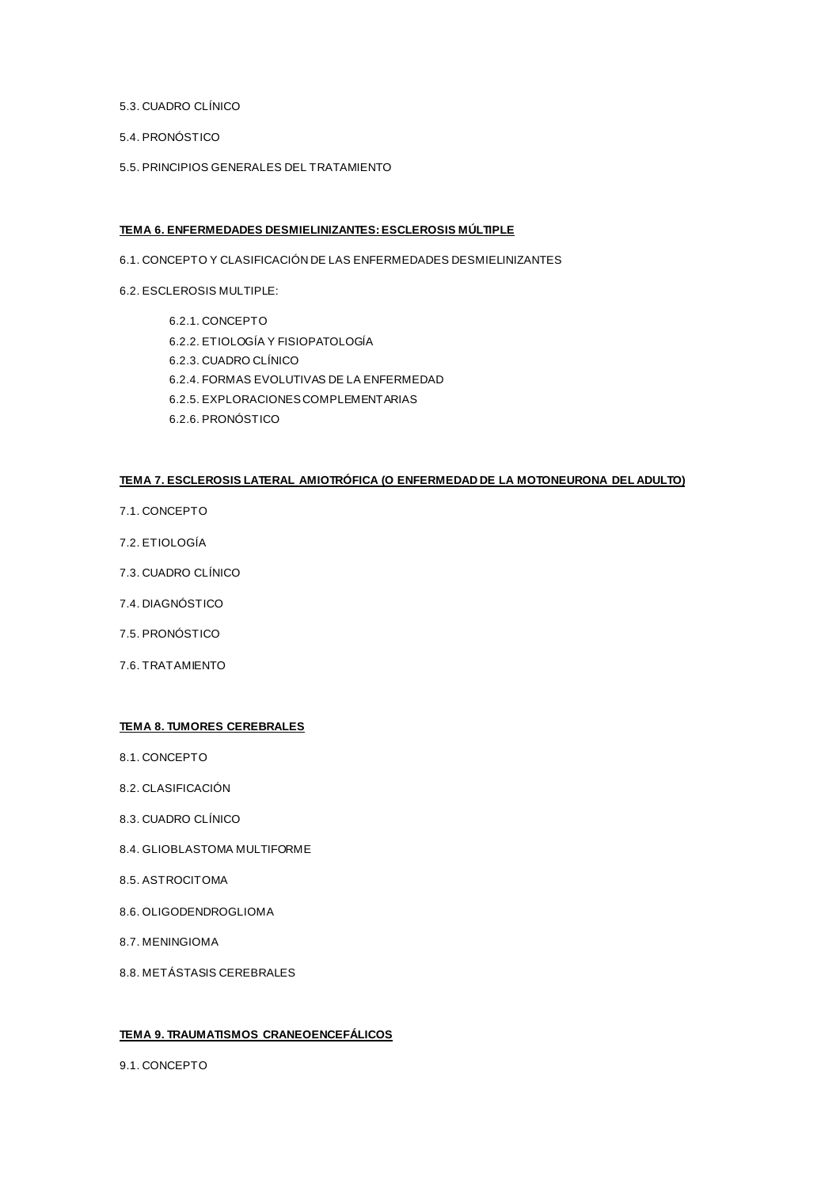5.3. CUADRO CLÍNICO

5.4. PRONÓSTICO

5.5. PRINCIPIOS GENERALES DEL TRATAMIENTO

## TEMA 6. ENFERMEDADES DESMIELINIZANTES: ESCLEROSIS MÚLTIPLE

6.1. CONCEPTO Y CLASIFICACIÓN DE LAS ENFERMEDADES DESMIELINIZANTES

6.2. ESCLEROSIS MULTIPLE:

- 6.2.1. CONCEPTO
- 6.2.2. ETIOLOGÍA Y FISIOPATOLOGÍA
- 6.2.3. CUADRO CLÍNICO
- 6.2.4. FORMAS EVOLUTIVAS DE LA ENFERMEDAD
- 6.2.5. EXPLORACIONES COMPLEMENTARIAS
- 6.2.6. PRONÓSTICO

## TEMA 7. ESCLEROSIS LATERAL AMIOTRÓFICA (O ENFERMEDAD DE LA MOTONEURONA DEL ADULTO)

7.1. CONCEPTO

7.2. ETIOLOGÍA

7.3. CUADRO CLÍNICO

7.4. DIAGNÓSTICO

7.5. PRONÓSTICO

7.6. TRATAMIENTO

## TEMA 8. TUMORES CEREBRALES

8.1. CONCEPTO

8.2. CLASIFICACIÓN

8.3. CUADRO CLÍNICO

8.4. GLIOBLASTOMA MULTIFORME

8.5. ASTROCITOMA

8.6. OLIGODENDROGLIOMA

8.7. MENINGIOMA

8.8. METÁSTASIS CEREBRALES

## TEMA 9. TRAUMATISMOS CRANEOENCEFÁLICOS

9.1. CONCEPTO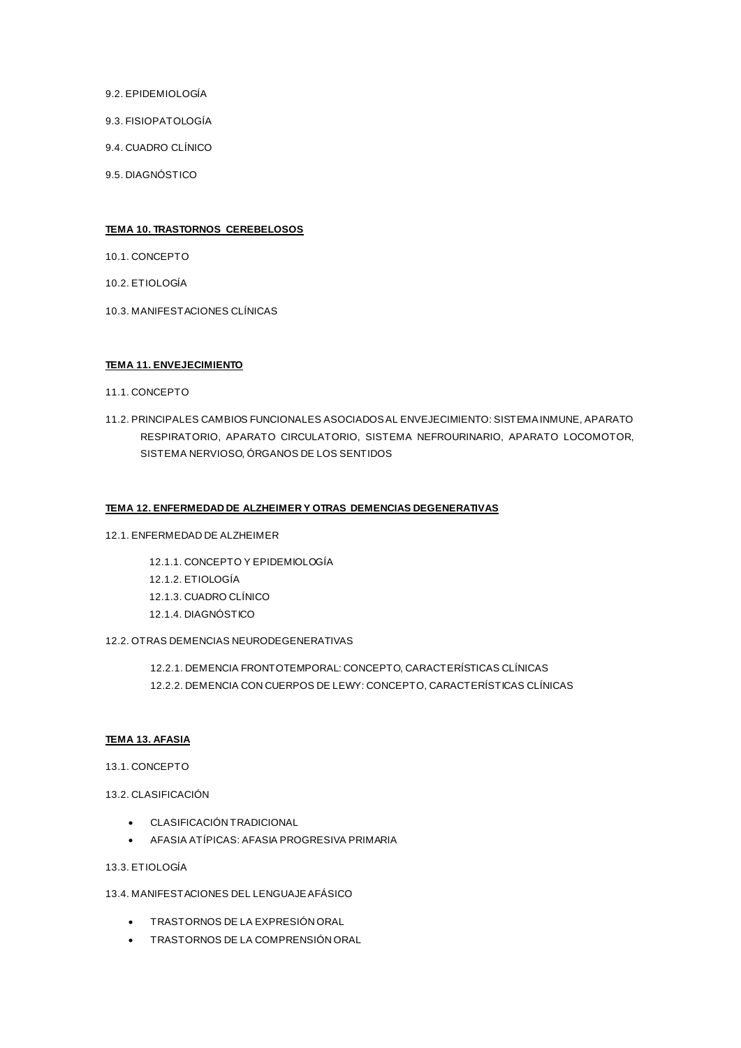9.2. EPIDEMIOLOGÍA

9.3. FISIOPATOLOGÍA

9.4. CUADRO CLÍNICO

9.5. DIAGNÓSTICO

**TEMA 10. TRASTORNOS CEREBELOSOS**

10.1. CONCEPTO

10.2. ETIOLOGÍA

10.3. MANIFESTACIONES CLÍNICAS

**TEMA 11. ENVEJECIMIENTO**

11.1. CONCEPTO

11.2. PRINCIPALES CAMBIOS FUNCIONALES ASOCIADOS AL ENVEJECIMIENTO: SISTEMA INMUNE, APARATO RESPIRATORIO, APARATO CIRCULATORIO, SISTEMA NEFROURINARIO, APARATO LOCOMOTOR, SISTEMA NERVIOSO, ÓRGANOS DE LOS SENTIDOS

**TEMA 12. ENFERMEDAD DE ALZHEIMER Y OTRAS DEMENCIAS DEGENERATIVAS**

12.1. ENFERMEDAD DE ALZHEIMER

- 12.1.1. CONCEPTO Y EPIDEMIOLOGÍA
- 12.1.2. ETIOLOGÍA
- 12.1.3. CUADRO CLÍNICO
- 12.1.4. DIAGNÓSTICO

12.2. OTRAS DEMENCIAS NEURODEGENERATIVAS

- 12.2.1. DEMENCIA FRONTOTEMPORAL: CONCEPTO, CARACTERÍSTICAS CLÍNICAS
- 12.2.2. DEMENCIA CON CUERPOS DE LEWY: CONCEPTO, CARACTERÍSTICAS CLÍNICAS

**TEMA 13. AFASIA**

13.1. CONCEPTO

13.2. CLASIFICACIÓN

- CLASIFICACIÓN TRADICIONAL
- AFASIA ATÍPICAS: AFASIA PROGRESIVA PRIMARIA

13.3. ETIOLOGÍA

13.4. MANIFESTACIONES DEL LENGUAJE AFÁSICO

- TRASTORNOS DE LA EXPRESIÓN ORAL
- TRASTORNOS DE LA COMPRENSIÓN ORAL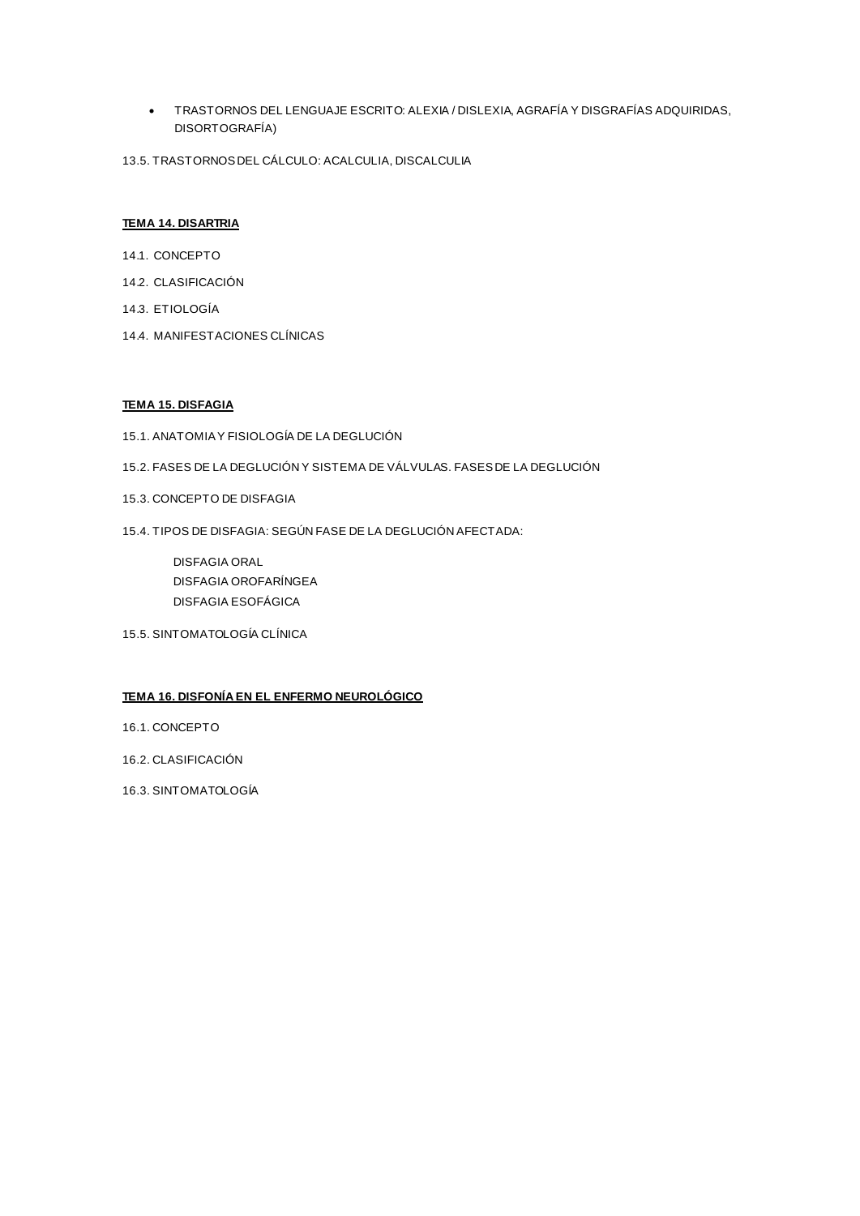- TRASTORNOS DEL LENGUAJE ESCRITO: ALEXIA / DISLEXIA, AGRAFÍA Y DISGRAFÍAS ADQUIRIDAS, DISORTOGRAFÍA)

13.5. TRASTORNOS DEL CÁLCULO: ACALCULIA, DISCALCULIA

**TEMA 14. DISARTRIA**

14.1. CONCEPTO

14.2. CLASIFICACIÓN

14.3. ETIOLOGÍA

14.4. MANIFESTACIONES CLÍNICAS

**TEMA 15. DISFAGIA**

15.1. ANATOMIA Y FISIOLOGÍA DE LA DEGLUCIÓN

15.2. FASES DE LA DEGLUCIÓN Y SISTEMA DE VÁLVULAS. FASES DE LA DEGLUCIÓN

15.3. CONCEPTO DE DISFAGIA

15.4. TIPOS DE DISFAGIA: SEGÚN FASE DE LA DEGLUCIÓN AFECTADA:

DISFAGIA ORAL
DISFAGIA OROFARÍNGEA
DISFAGIA ESOFÁGICA

15.5. SINTOMATOLOGÍA CLÍNICA

**TEMA 16. DISFONÍA EN EL ENFERMO NEUROLÓGICO**

16.1. CONCEPTO

16.2. CLASIFICACIÓN

16.3. SINTOMATOLOGÍA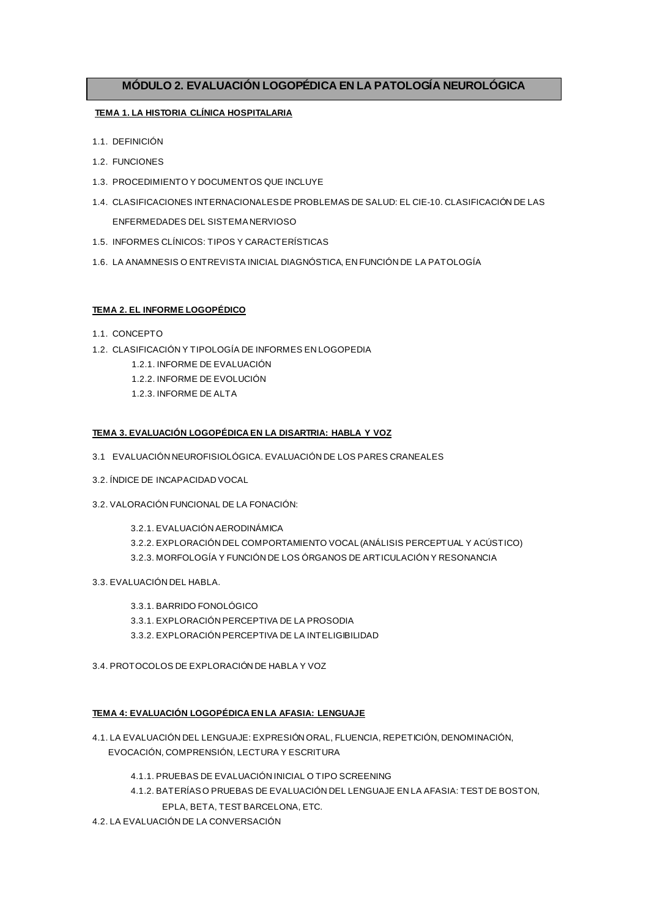# MÓDULO 2. EVALUACIÓN LOGOPÉDICA EN LA PATOLOGÍA NEUROLÓGICA

## TEMA 1. LA HISTORIA CLÍNICA HOSPITALARIA

1.1. DEFINICIÓN

1.2. FUNCIONES

1.3. PROCEDIMIENTO Y DOCUMENTOS QUE INCLUYE

1.4. CLASIFICACIONES INTERNACIONALES DE PROBLEMAS DE SALUD: EL CIE-10. CLASIFICACIÓN DE LAS ENFERMEDADES DEL SISTEMA NERVIOSO

1.5. INFORMES CLÍNICOS: TIPOS Y CARACTERÍSTICAS

1.6. LA ANAMNESIS O ENTREVISTA INICIAL DIAGNÓSTICA, EN FUNCIÓN DE LA PATOLOGÍA

## TEMA 2. EL INFORME LOGOPÉDICO

1.1. CONCEPTO

1.2. CLASIFICACIÓN Y TIPOLOGÍA DE INFORMES EN LOGOPEDIA

- 1.2.1. INFORME DE EVALUACIÓN
- 1.2.2. INFORME DE EVOLUCIÓN
- 1.2.3. INFORME DE ALTA

## TEMA 3. EVALUACIÓN LOGOPÉDICA EN LA DISARTRIA: HABLA Y VOZ

3.1 EVALUACIÓN NEUROFISIOLÓGICA. EVALUACIÓN DE LOS PARES CRANEALES

3.2. ÍNDICE DE INCAPACIDAD VOCAL

3.2. VALORACIÓN FUNCIONAL DE LA FONACIÓN:

- 3.2.1. EVALUACIÓN AERODINÁMICA
- 3.2.2. EXPLORACIÓN DEL COMPORTAMIENTO VOCAL (ANÁLISIS PERCEPTUAL Y ACÚSTICO)
- 3.2.3. MORFOLOGÍA Y FUNCIÓN DE LOS ÓRGANOS DE ARTICULACIÓN Y RESONANCIA

3.3. EVALUACIÓN DEL HABLA.

- 3.3.1. BARRIDO FONOLÓGICO
- 3.3.1. EXPLORACIÓN PERCEPTIVA DE LA PROSODIA
- 3.3.2. EXPLORACIÓN PERCEPTIVA DE LA INTELIGIBILIDAD

3.4. PROTOCOLOS DE EXPLORACIÓN DE HABLA Y VOZ

## TEMA 4: EVALUACIÓN LOGOPÉDICA EN LA AFASIA: LENGUAJE

4.1. LA EVALUACIÓN DEL LENGUAJE: EXPRESIÓN ORAL, FLUENCIA, REPETICIÓN, DENOMINACIÓN, EVOCACIÓN, COMPRENSIÓN, LECTURA Y ESCRITURA

- 4.1.1. PRUEBAS DE EVALUACIÓN INICIAL O TIPO SCREENING
- 4.1.2. BATERÍAS O PRUEBAS DE EVALUACIÓN DEL LENGUAJE EN LA AFASIA: TEST DE BOSTON, EPLA, BETA, TEST BARCELONA, ETC.

4.2. LA EVALUACIÓN DE LA CONVERSACIÓN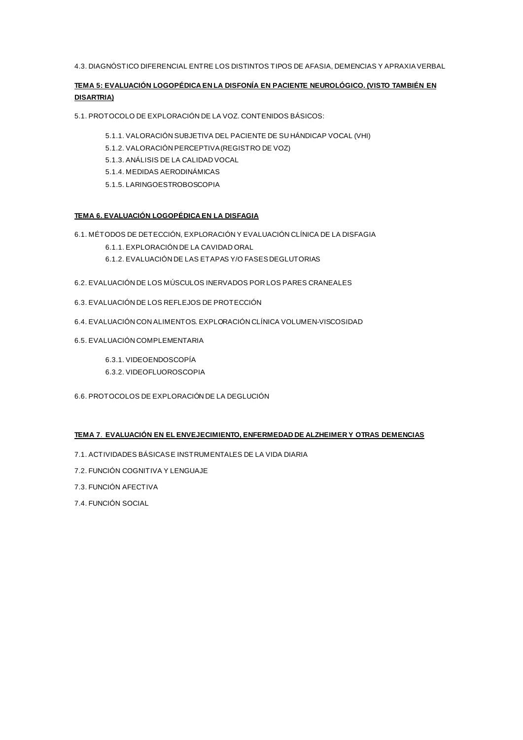4.3. DIAGNÓSTICO DIFERENCIAL ENTRE LOS DISTINTOS TIPOS DE AFASIA, DEMENCIAS Y APRAXIA VERBAL

**TEMA 5: EVALUACIÓN LOGOPÉDICA EN LA DISFONÍA EN PACIENTE NEUROLÓGICO. (VISTO TAMBIÉN EN DISARTRIA)**

5.1. PROTOCOLO DE EXPLORACIÓN DE LA VOZ. CONTENIDOS BÁSICOS:

- 5.1.1. VALORACIÓN SUBJETIVA DEL PACIENTE DE SU HÁNDICAP VOCAL (VHI)
- 5.1.2. VALORACIÓN PERCEPTIVA (REGISTRO DE VOZ)
- 5.1.3. ANÁLISIS DE LA CALIDAD VOCAL
- 5.1.4. MEDIDAS AERODINÁMICAS
- 5.1.5. LARINGOESTROBOSCOPIA

**TEMA 6. EVALUACIÓN LOGOPÉDICA EN LA DISFAGIA**

6.1. MÉTODOS DE DETECCIÓN, EXPLORACIÓN Y EVALUACIÓN CLÍNICA DE LA DISFAGIA

- 6.1.1. EXPLORACIÓN DE LA CAVIDAD ORAL
- 6.1.2. EVALUACIÓN DE LAS ETAPAS Y/O FASES DEGLUTORIAS

6.2. EVALUACIÓN DE LOS MÚSCULOS INERVADOS POR LOS PARES CRANEALES

6.3. EVALUACIÓN DE LOS REFLEJOS DE PROTECCIÓN

6.4. EVALUACIÓN CON ALIMENTOS. EXPLORACIÓN CLÍNICA VOLUMEN-VISCOSIDAD

6.5. EVALUACIÓN COMPLEMENTARIA

- 6.3.1. VIDEOENDOSCOPÍA
- 6.3.2. VIDEOFLUOROSCOPIA

6.6. PROTOCOLOS DE EXPLORACIÓN DE LA DEGLUCIÓN

**TEMA 7. EVALUACIÓN EN EL ENVEJECIMIENTO, ENFERMEDAD DE ALZHEIMER Y OTRAS DEMENCIAS**

7.1. ACTIVIDADES BÁSICAS E INSTRUMENTALES DE LA VIDA DIARIA

7.2. FUNCIÓN COGNITIVA Y LENGUAJE

7.3. FUNCIÓN AFECTIVA

7.4. FUNCIÓN SOCIAL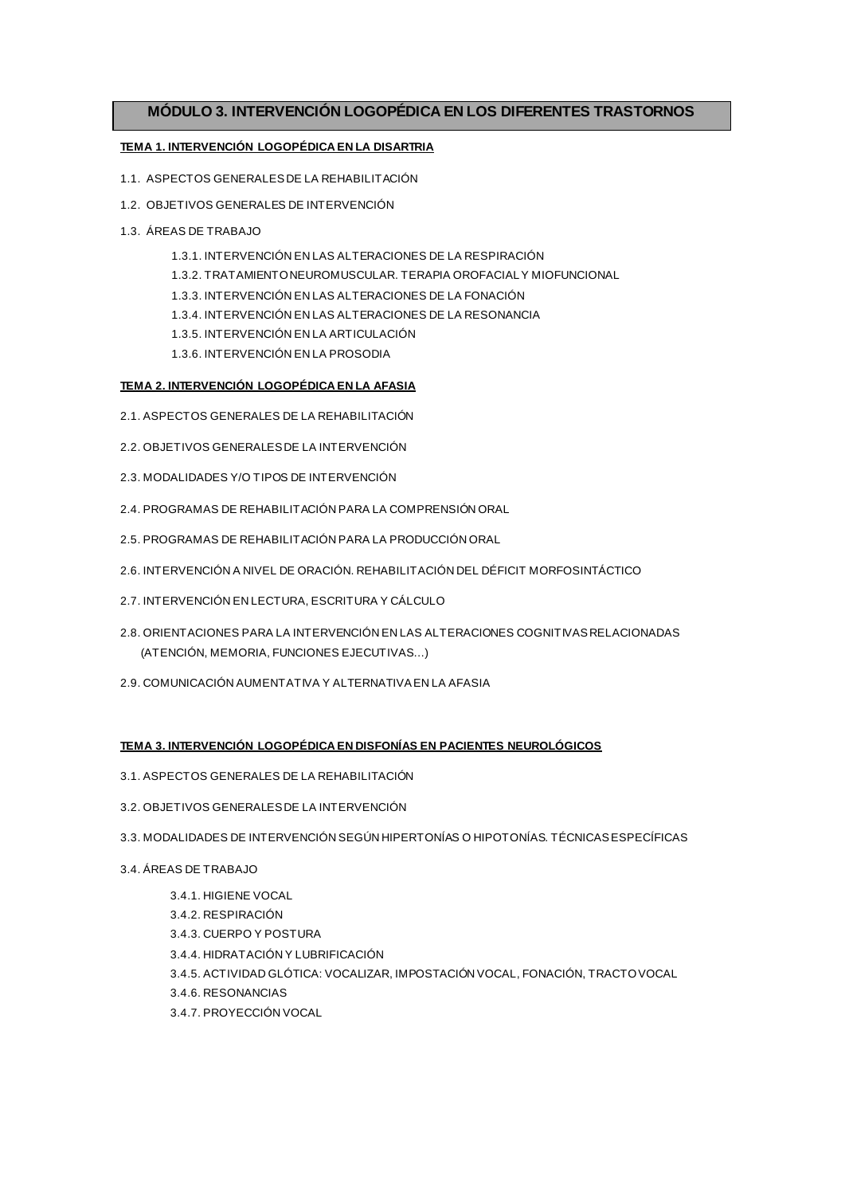# MÓDULO 3. INTERVENCIÓN LOGOPÉDICA EN LOS DIFERENTES TRASTORNOS

## TEMA 1. INTERVENCIÓN LOGOPÉDICA EN LA DISARTRIA

1.1. ASPECTOS GENERALES DE LA REHABILITACIÓN

1.2. OBJETIVOS GENERALES DE INTERVENCIÓN

1.3. ÁREAS DE TRABAJO

- 1.3.1. INTERVENCIÓN EN LAS ALTERACIONES DE LA RESPIRACIÓN
- 1.3.2. TRATAMIENTO NEUROMUSCULAR. TERAPIA OROFACIAL Y MIOFUNCIONAL
- 1.3.3. INTERVENCIÓN EN LAS ALTERACIONES DE LA FONACIÓN
- 1.3.4. INTERVENCIÓN EN LAS ALTERACIONES DE LA RESONANCIA
- 1.3.5. INTERVENCIÓN EN LA ARTICULACIÓN
- 1.3.6. INTERVENCIÓN EN LA PROSODIA

## TEMA 2. INTERVENCIÓN LOGOPÉDICA EN LA AFASIA

2.1. ASPECTOS GENERALES DE LA REHABILITACIÓN

2.2. OBJETIVOS GENERALES DE LA INTERVENCIÓN

2.3. MODALIDADES Y/O TIPOS DE INTERVENCIÓN

2.4. PROGRAMAS DE REHABILITACIÓN PARA LA COMPRENSIÓN ORAL

2.5. PROGRAMAS DE REHABILITACIÓN PARA LA PRODUCCIÓN ORAL

2.6. INTERVENCIÓN A NIVEL DE ORACIÓN. REHABILITACIÓN DEL DÉFICIT MORFOSINTÁCTICO

2.7. INTERVENCIÓN EN LECTURA, ESCRITURA Y CÁLCULO

2.8. ORIENTACIONES PARA LA INTERVENCIÓN EN LAS ALTERACIONES COGNITIVAS RELACIONADAS (ATENCIÓN, MEMORIA, FUNCIONES EJECUTIVAS...)

2.9. COMUNICACIÓN AUMENTATIVA Y ALTERNATIVA EN LA AFASIA

## TEMA 3. INTERVENCIÓN LOGOPÉDICA EN DISFONÍAS EN PACIENTES NEUROLÓGICOS

3.1. ASPECTOS GENERALES DE LA REHABILITACIÓN

3.2. OBJETIVOS GENERALES DE LA INTERVENCIÓN

3.3. MODALIDADES DE INTERVENCIÓN SEGÚN HIPERTONÍAS O HIPOTONÍAS. TÉCNICAS ESPECÍFICAS

3.4. ÁREAS DE TRABAJO

- 3.4.1. HIGIENE VOCAL
- 3.4.2. RESPIRACIÓN
- 3.4.3. CUERPO Y POSTURA
- 3.4.4. HIDRATACIÓN Y LUBRIFICACIÓN
- 3.4.5. ACTIVIDAD GLÓTICA: VOCALIZAR, IMPOSTACIÓN VOCAL, FONACIÓN, TRACTO VOCAL
- 3.4.6. RESONANCIAS
- 3.4.7. PROYECCIÓN VOCAL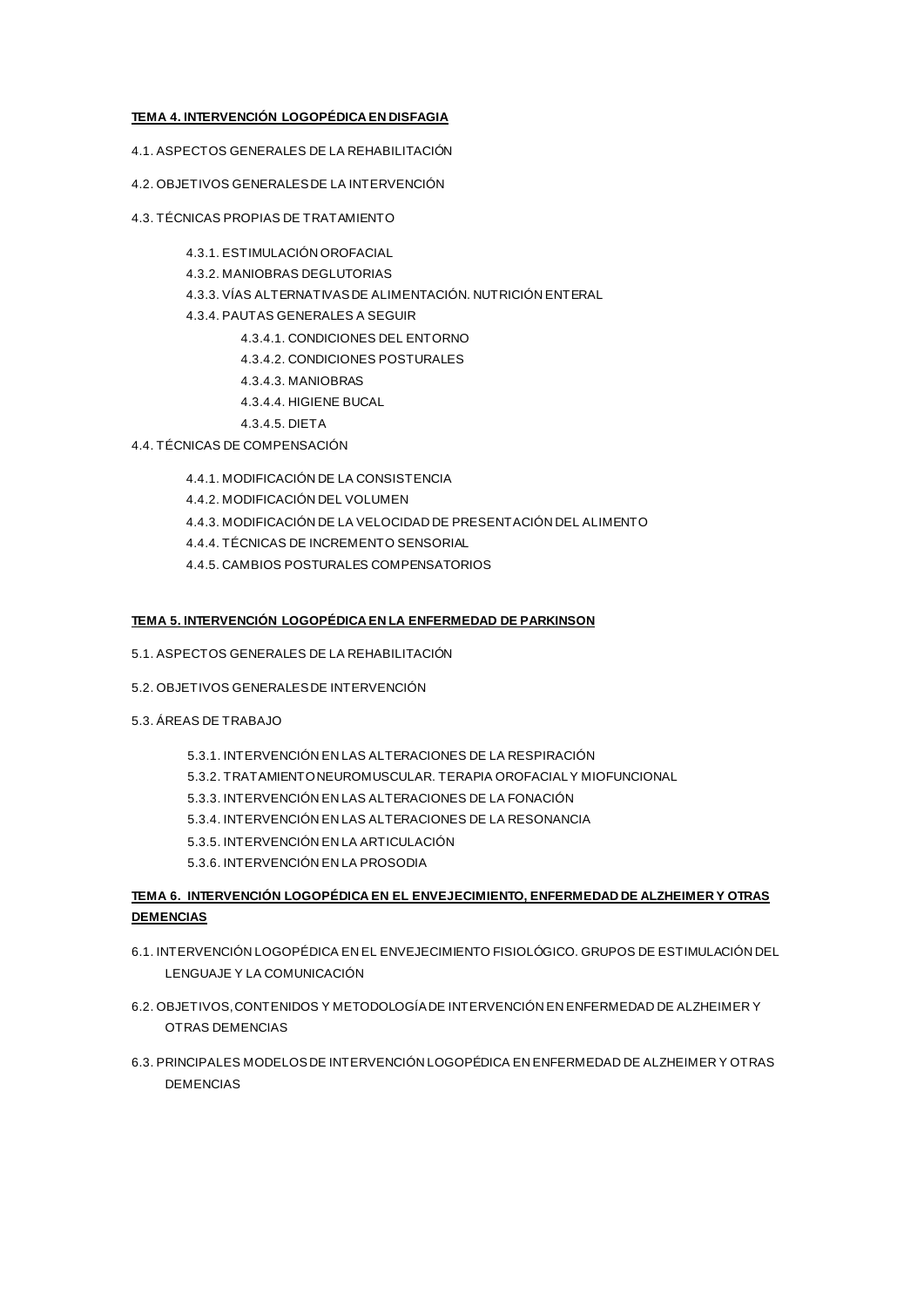**TEMA 4. INTERVENCIÓN LOGOPÉDICA EN DISFAGIA**

4.1. ASPECTOS GENERALES DE LA REHABILITACIÓN

4.2. OBJETIVOS GENERALES DE LA INTERVENCIÓN

4.3. TÉCNICAS PROPIAS DE TRATAMIENTO

- 4.3.1. ESTIMULACIÓN OROFACIAL
- 4.3.2. MANIOBRAS DEGLUTORIAS
- 4.3.3. VÍAS ALTERNATIVAS DE ALIMENTACIÓN. NUTRICIÓN ENTERAL
- 4.3.4. PAUTAS GENERALES A SEGUIR
  - 4.3.4.1. CONDICIONES DEL ENTORNO
  - 4.3.4.2. CONDICIONES POSTURALES
  - 4.3.4.3. MANIOBRAS
  - 4.3.4.4. HIGIENE BUCAL
  - 4.3.4.5. DIETA

4.4. TÉCNICAS DE COMPENSACIÓN

- 4.4.1. MODIFICACIÓN DE LA CONSISTENCIA
- 4.4.2. MODIFICACIÓN DEL VOLUMEN
- 4.4.3. MODIFICACIÓN DE LA VELOCIDAD DE PRESENTACIÓN DEL ALIMENTO
- 4.4.4. TÉCNICAS DE INCREMENTO SENSORIAL
- 4.4.5. CAMBIOS POSTURALES COMPENSATORIOS

**TEMA 5. INTERVENCIÓN LOGOPÉDICA EN LA ENFERMEDAD DE PARKINSON**

5.1. ASPECTOS GENERALES DE LA REHABILITACIÓN

5.2. OBJETIVOS GENERALES DE INTERVENCIÓN

5.3. ÁREAS DE TRABAJO

- 5.3.1. INTERVENCIÓN EN LAS ALTERACIONES DE LA RESPIRACIÓN
- 5.3.2. TRATAMIENTO NEUROMUSCULAR. TERAPIA OROFACIAL Y MIOFUNCIONAL
- 5.3.3. INTERVENCIÓN EN LAS ALTERACIONES DE LA FONACIÓN
- 5.3.4. INTERVENCIÓN EN LAS ALTERACIONES DE LA RESONANCIA
- 5.3.5. INTERVENCIÓN EN LA ARTICULACIÓN
- 5.3.6. INTERVENCIÓN EN LA PROSODIA

**TEMA 6. INTERVENCIÓN LOGOPÉDICA EN EL ENVEJECIMIENTO, ENFERMEDAD DE ALZHEIMER Y OTRAS DEMENCIAS**

6.1. INTERVENCIÓN LOGOPÉDICA EN EL ENVEJECIMIENTO FISIOLÓGICO. GRUPOS DE ESTIMULACIÓN DEL LENGUAJE Y LA COMUNICACIÓN

6.2. OBJETIVOS, CONTENIDOS Y METODOLOGÍA DE INTERVENCIÓN EN ENFERMEDAD DE ALZHEIMER Y OTRAS DEMENCIAS

6.3. PRINCIPALES MODELOS DE INTERVENCIÓN LOGOPÉDICA EN ENFERMEDAD DE ALZHEIMER Y OTRAS DEMENCIAS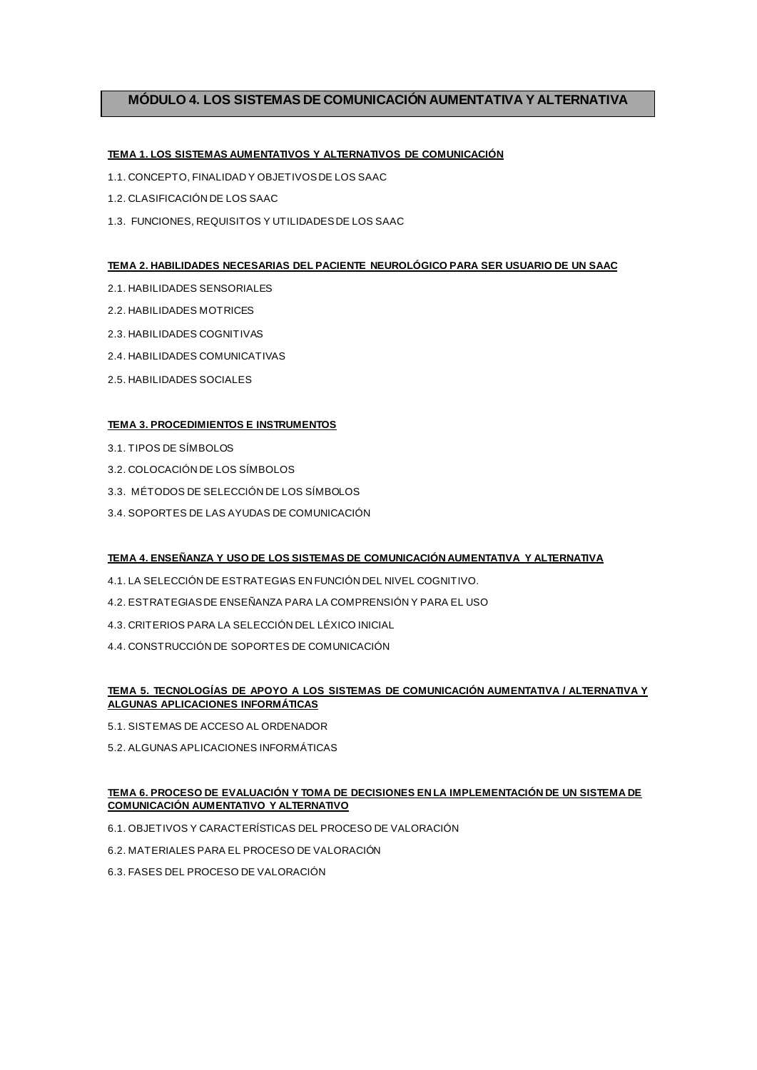# MÓDULO 4. LOS SISTEMAS DE COMUNICACIÓN AUMENTATIVA Y ALTERNATIVA

## TEMA 1. LOS SISTEMAS AUMENTATIVOS Y ALTERNATIVOS DE COMUNICACIÓN

1.1. CONCEPTO, FINALIDAD Y OBJETIVOS DE LOS SAAC

1.2. CLASIFICACIÓN DE LOS SAAC

1.3. FUNCIONES, REQUISITOS Y UTILIDADES DE LOS SAAC

## TEMA 2. HABILIDADES NECESARIAS DEL PACIENTE NEUROLÓGICO PARA SER USUARIO DE UN SAAC

2.1. HABILIDADES SENSORIALES

2.2. HABILIDADES MOTRICES

2.3. HABILIDADES COGNITIVAS

2.4. HABILIDADES COMUNICATIVAS

2.5. HABILIDADES SOCIALES

## TEMA 3. PROCEDIMIENTOS E INSTRUMENTOS

3.1. TIPOS DE SÍMBOLOS

3.2. COLOCACIÓN DE LOS SÍMBOLOS

3.3. MÉTODOS DE SELECCIÓN DE LOS SÍMBOLOS

3.4. SOPORTES DE LAS AYUDAS DE COMUNICACIÓN

## TEMA 4. ENSEÑANZA Y USO DE LOS SISTEMAS DE COMUNICACIÓN AUMENTATIVA Y ALTERNATIVA

4.1. LA SELECCIÓN DE ESTRATEGIAS EN FUNCIÓN DEL NIVEL COGNITIVO.

4.2. ESTRATEGIAS DE ENSEÑANZA PARA LA COMPRENSIÓN Y PARA EL USO

4.3. CRITERIOS PARA LA SELECCIÓN DEL LÉXICO INICIAL

4.4. CONSTRUCCIÓN DE SOPORTES DE COMUNICACIÓN

## TEMA 5. TECNOLOGÍAS DE APOYO A LOS SISTEMAS DE COMUNICACIÓN AUMENTATIVA / ALTERNATIVA Y ALGUNAS APLICACIONES INFORMÁTICAS

5.1. SISTEMAS DE ACCESO AL ORDENADOR

5.2. ALGUNAS APLICACIONES INFORMÁTICAS

## TEMA 6. PROCESO DE EVALUACIÓN Y TOMA DE DECISIONES EN LA IMPLEMENTACIÓN DE UN SISTEMA DE COMUNICACIÓN AUMENTATIVO Y ALTERNATIVO

6.1. OBJETIVOS Y CARACTERÍSTICAS DEL PROCESO DE VALORACIÓN

6.2. MATERIALES PARA EL PROCESO DE VALORACIÓN

6.3. FASES DEL PROCESO DE VALORACIÓN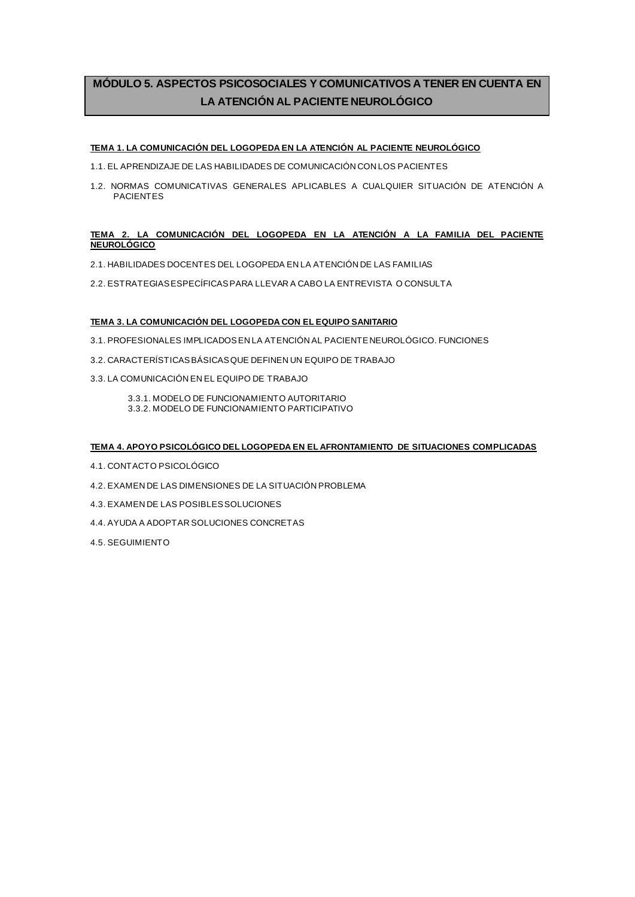# MÓDULO 5. ASPECTOS PSICOSOCIALES Y COMUNICATIVOS A TENER EN CUENTA EN LA ATENCIÓN AL PACIENTE NEUROLÓGICO

## TEMA 1. LA COMUNICACIÓN DEL LOGOPEDA EN LA ATENCIÓN AL PACIENTE NEUROLÓGICO

1.1. EL APRENDIZAJE DE LAS HABILIDADES DE COMUNICACIÓN CON LOS PACIENTES

1.2. NORMAS COMUNICATIVAS GENERALES APLICABLES A CUALQUIER SITUACIÓN DE ATENCIÓN A PACIENTES

## TEMA 2. LA COMUNICACIÓN DEL LOGOPEDA EN LA ATENCIÓN A LA FAMILIA DEL PACIENTE NEUROLÓGICO

2.1. HABILIDADES DOCENTES DEL LOGOPEDA EN LA ATENCIÓN DE LAS FAMILIAS

2.2. ESTRATEGIAS ESPECÍFICAS PARA LLEVAR A CABO LA ENTREVISTA O CONSULTA

## TEMA 3. LA COMUNICACIÓN DEL LOGOPEDA CON EL EQUIPO SANITARIO

3.1. PROFESIONALES IMPLICADOS EN LA ATENCIÓN AL PACIENTE NEUROLÓGICO. FUNCIONES

3.2. CARACTERÍSTICAS BÁSICAS QUE DEFINEN UN EQUIPO DE TRABAJO

3.3. LA COMUNICACIÓN EN EL EQUIPO DE TRABAJO

- 3.3.1. MODELO DE FUNCIONAMIENTO AUTORITARIO
- 3.3.2. MODELO DE FUNCIONAMIENTO PARTICIPATIVO

## TEMA 4. APOYO PSICOLÓGICO DEL LOGOPEDA EN EL AFRONTAMIENTO DE SITUACIONES COMPLICADAS

4.1. CONTACTO PSICOLÓGICO

4.2. EXAMEN DE LAS DIMENSIONES DE LA SITUACIÓN PROBLEMA

4.3. EXAMEN DE LAS POSIBLES SOLUCIONES

4.4. AYUDA A ADOPTAR SOLUCIONES CONCRETAS

4.5. SEGUIMIENTO